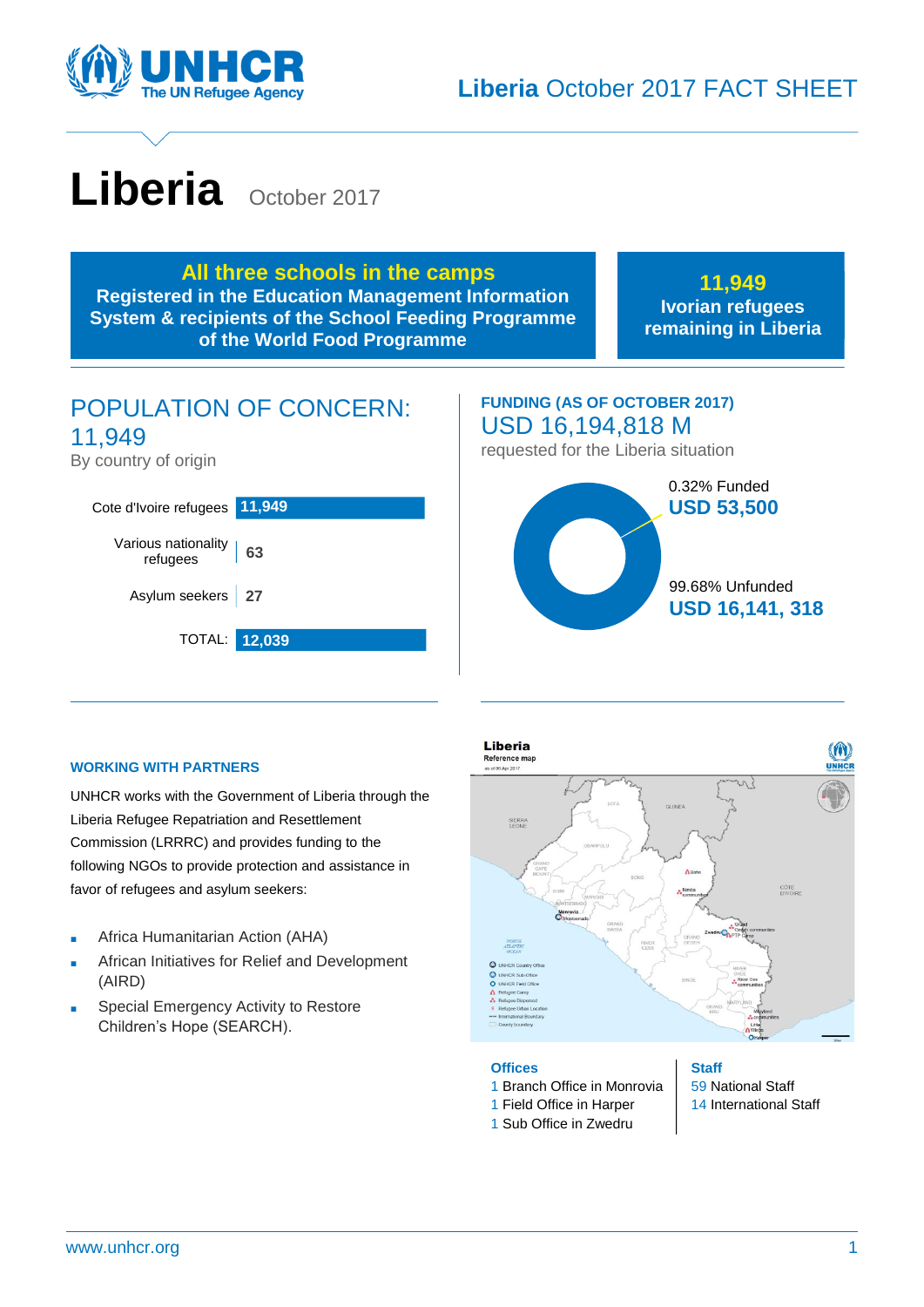# Liberia October 2017 FACT SHEET

# Liberia

October 2017

**All three schools in the camps**
**Registered in the Education Management Information System & recipients of the School Feeding Programme of the World Food Programme**

**11,949**
**Ivorian refugees remaining in Liberia**

## POPULATION OF CONCERN: 11,949

By country of origin

| Country of origin | Number |
| --- | --- |
| Cote d'Ivoire refugees | 11,949 |
| Various nationality refugees | 63 |
| Asylum seekers | 27 |
| TOTAL: | 12,039 |

## FUNDING (AS OF OCTOBER 2017)

USD 16,194,818 M

requested for the Liberia situation

0.32% Funded
**USD 53,500**

99.68% Unfunded
**USD 16,141, 318**

## WORKING WITH PARTNERS

UNHCR works with the Government of Liberia through the Liberia Refugee Repatriation and Resettlement Commission (LRRRC) and provides funding to the following NGOs to provide protection and assistance in favor of refugees and asylum seekers:

- Africa Humanitarian Action (AHA)
- African Initiatives for Relief and Development (AIRD)
- Special Emergency Activity to Restore Children's Hope (SEARCH).

**Offices**
1 Branch Office in Monrovia
1 Field Office in Harper
1 Sub Office in Zwedru

**Staff**
59 National Staff
14 International Staff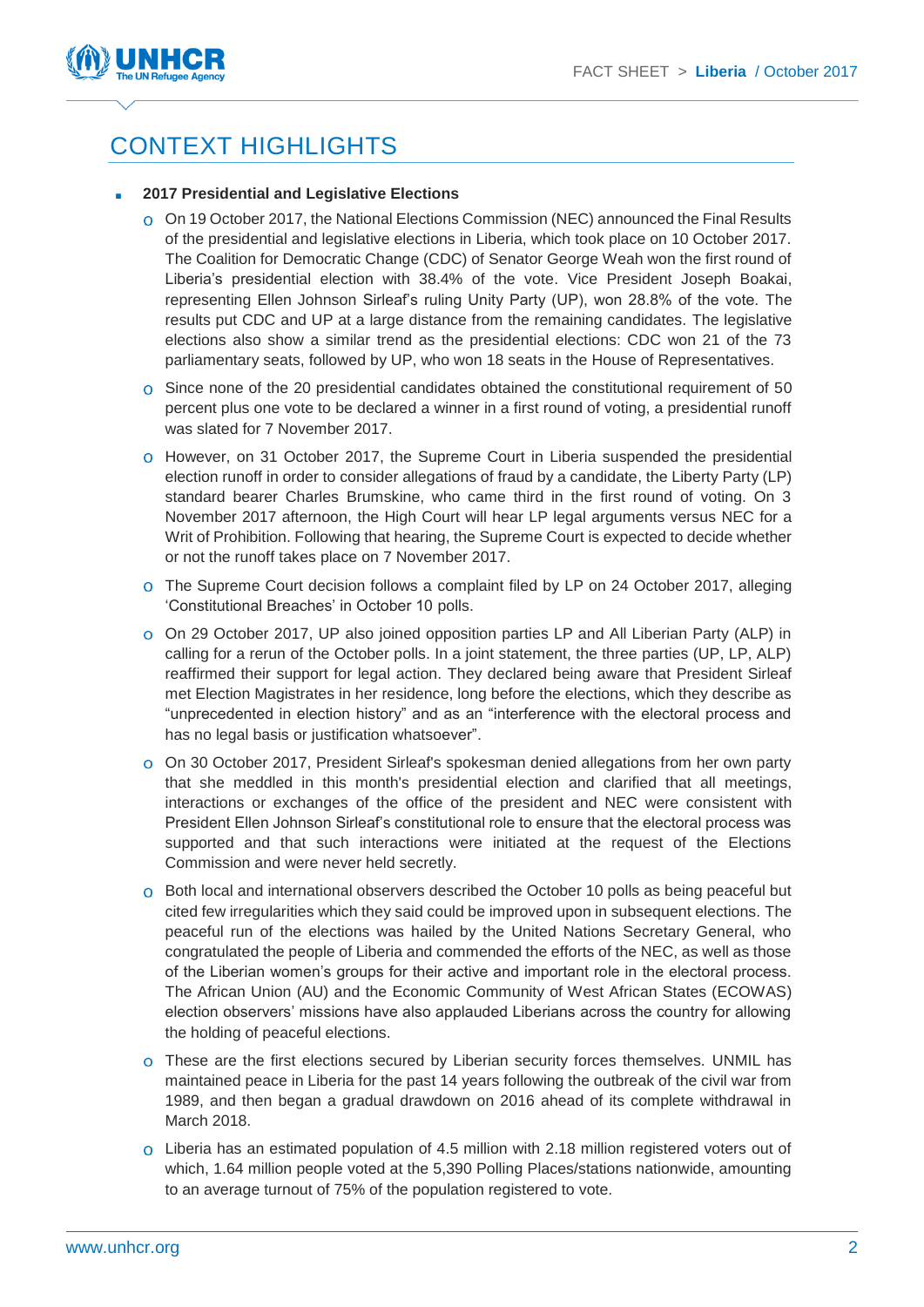# CONTEXT HIGHLIGHTS

- **2017 Presidential and Legislative Elections**
  - On 19 October 2017, the National Elections Commission (NEC) announced the Final Results of the presidential and legislative elections in Liberia, which took place on 10 October 2017. The Coalition for Democratic Change (CDC) of Senator George Weah won the first round of Liberia's presidential election with 38.4% of the vote. Vice President Joseph Boakai, representing Ellen Johnson Sirleaf's ruling Unity Party (UP), won 28.8% of the vote. The results put CDC and UP at a large distance from the remaining candidates. The legislative elections also show a similar trend as the presidential elections: CDC won 21 of the 73 parliamentary seats, followed by UP, who won 18 seats in the House of Representatives.
  - Since none of the 20 presidential candidates obtained the constitutional requirement of 50 percent plus one vote to be declared a winner in a first round of voting, a presidential runoff was slated for 7 November 2017.
  - However, on 31 October 2017, the Supreme Court in Liberia suspended the presidential election runoff in order to consider allegations of fraud by a candidate, the Liberty Party (LP) standard bearer Charles Brumskine, who came third in the first round of voting. On 3 November 2017 afternoon, the High Court will hear LP legal arguments versus NEC for a Writ of Prohibition. Following that hearing, the Supreme Court is expected to decide whether or not the runoff takes place on 7 November 2017.
  - The Supreme Court decision follows a complaint filed by LP on 24 October 2017, alleging 'Constitutional Breaches' in October 10 polls.
  - On 29 October 2017, UP also joined opposition parties LP and All Liberian Party (ALP) in calling for a rerun of the October polls. In a joint statement, the three parties (UP, LP, ALP) reaffirmed their support for legal action. They declared being aware that President Sirleaf met Election Magistrates in her residence, long before the elections, which they describe as "unprecedented in election history" and as an "interference with the electoral process and has no legal basis or justification whatsoever".
  - On 30 October 2017, President Sirleaf's spokesman denied allegations from her own party that she meddled in this month's presidential election and clarified that all meetings, interactions or exchanges of the office of the president and NEC were consistent with President Ellen Johnson Sirleaf's constitutional role to ensure that the electoral process was supported and that such interactions were initiated at the request of the Elections Commission and were never held secretly.
  - Both local and international observers described the October 10 polls as being peaceful but cited few irregularities which they said could be improved upon in subsequent elections. The peaceful run of the elections was hailed by the United Nations Secretary General, who congratulated the people of Liberia and commended the efforts of the NEC, as well as those of the Liberian women's groups for their active and important role in the electoral process. The African Union (AU) and the Economic Community of West African States (ECOWAS) election observers' missions have also applauded Liberians across the country for allowing the holding of peaceful elections.
  - These are the first elections secured by Liberian security forces themselves. UNMIL has maintained peace in Liberia for the past 14 years following the outbreak of the civil war from 1989, and then began a gradual drawdown on 2016 ahead of its complete withdrawal in March 2018.
  - Liberia has an estimated population of 4.5 million with 2.18 million registered voters out of which, 1.64 million people voted at the 5,390 Polling Places/stations nationwide, amounting to an average turnout of 75% of the population registered to vote.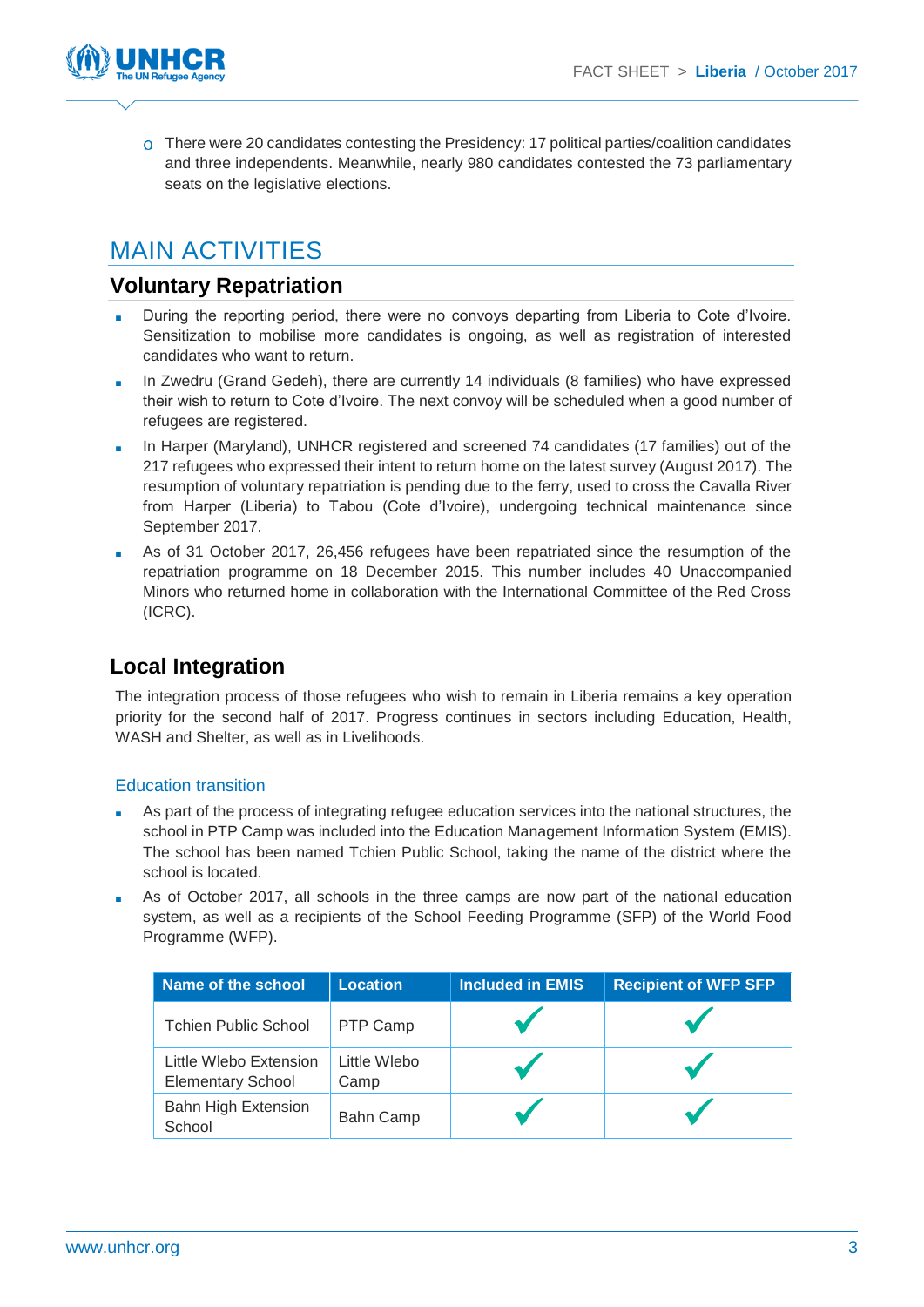- There were 20 candidates contesting the Presidency: 17 political parties/coalition candidates and three independents. Meanwhile, nearly 980 candidates contested the 73 parliamentary seats on the legislative elections.

# MAIN ACTIVITIES

## Voluntary Repatriation

- During the reporting period, there were no convoys departing from Liberia to Cote d'Ivoire. Sensitization to mobilise more candidates is ongoing, as well as registration of interested candidates who want to return.
- In Zwedru (Grand Gedeh), there are currently 14 individuals (8 families) who have expressed their wish to return to Cote d'Ivoire. The next convoy will be scheduled when a good number of refugees are registered.
- In Harper (Maryland), UNHCR registered and screened 74 candidates (17 families) out of the 217 refugees who expressed their intent to return home on the latest survey (August 2017). The resumption of voluntary repatriation is pending due to the ferry, used to cross the Cavalla River from Harper (Liberia) to Tabou (Cote d'Ivoire), undergoing technical maintenance since September 2017.
- As of 31 October 2017, 26,456 refugees have been repatriated since the resumption of the repatriation programme on 18 December 2015. This number includes 40 Unaccompanied Minors who returned home in collaboration with the International Committee of the Red Cross (ICRC).

## Local Integration

The integration process of those refugees who wish to remain in Liberia remains a key operation priority for the second half of 2017. Progress continues in sectors including Education, Health, WASH and Shelter, as well as in Livelihoods.

### Education transition

- As part of the process of integrating refugee education services into the national structures, the school in PTP Camp was included into the Education Management Information System (EMIS). The school has been named Tchien Public School, taking the name of the district where the school is located.
- As of October 2017, all schools in the three camps are now part of the national education system, as well as a recipients of the School Feeding Programme (SFP) of the World Food Programme (WFP).

| Name of the school | Location | Included in EMIS | Recipient of WFP SFP |
|---|---|---|---|
| Tchien Public School | PTP Camp | ✓ | ✓ |
| Little Wlebo Extension Elementary School | Little Wlebo Camp | ✓ | ✓ |
| Bahn High Extension School | Bahn Camp | ✓ | ✓ |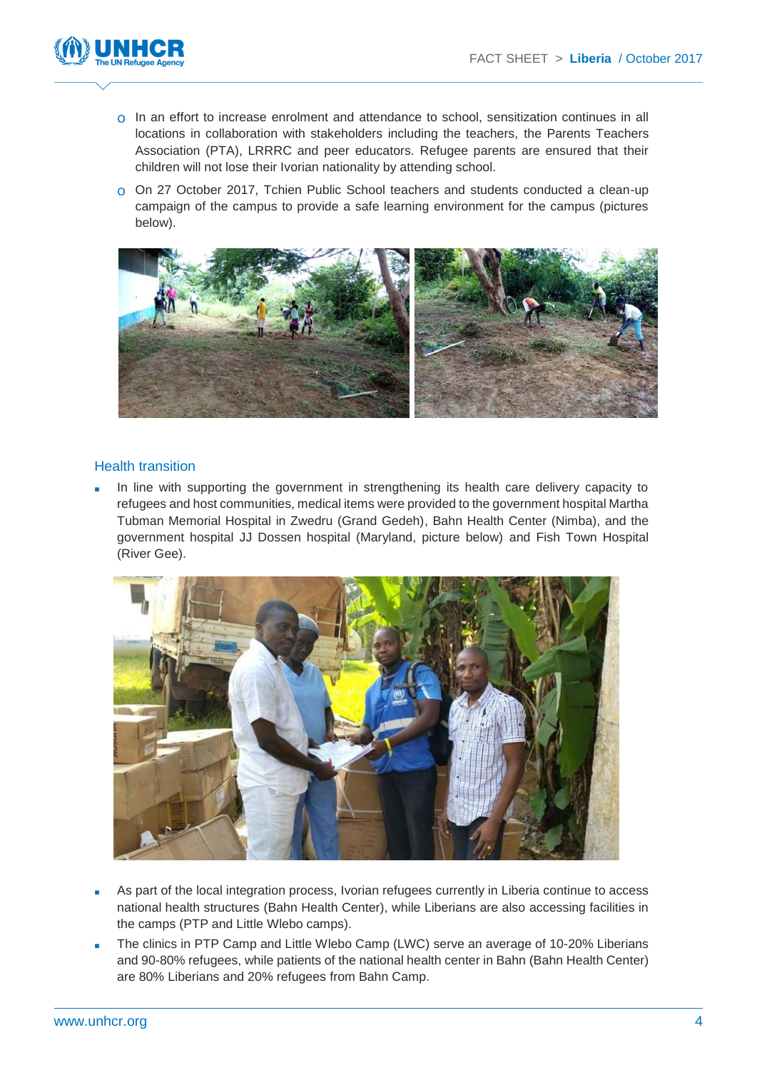- In an effort to increase enrolment and attendance to school, sensitization continues in all locations in collaboration with stakeholders including the teachers, the Parents Teachers Association (PTA), LRRRC and peer educators. Refugee parents are ensured that their children will not lose their Ivorian nationality by attending school.
- On 27 October 2017, Tchien Public School teachers and students conducted a clean-up campaign of the campus to provide a safe learning environment for the campus (pictures below).

## Health transition

- In line with supporting the government in strengthening its health care delivery capacity to refugees and host communities, medical items were provided to the government hospital Martha Tubman Memorial Hospital in Zwedru (Grand Gedeh), Bahn Health Center (Nimba), and the government hospital JJ Dossen hospital (Maryland, picture below) and Fish Town Hospital (River Gee).
- As part of the local integration process, Ivorian refugees currently in Liberia continue to access national health structures (Bahn Health Center), while Liberians are also accessing facilities in the camps (PTP and Little Wlebo camps).
- The clinics in PTP Camp and Little Wlebo Camp (LWC) serve an average of 10-20% Liberians and 90-80% refugees, while patients of the national health center in Bahn (Bahn Health Center) are 80% Liberians and 20% refugees from Bahn Camp.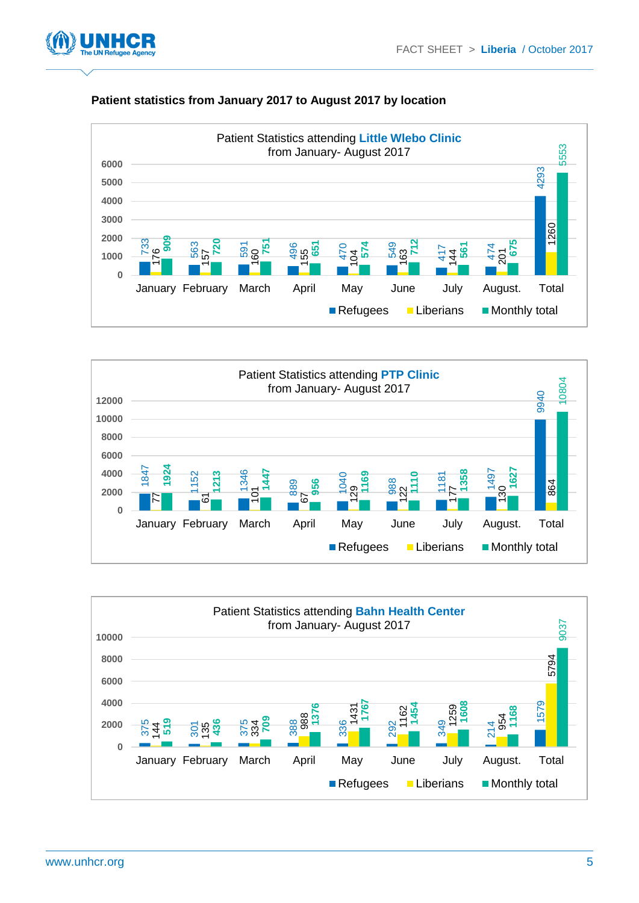### Patient statistics from January 2017 to August 2017 by location

**Patient Statistics attending Little Wlebo Clinic from January- August 2017**

| | Refugees | Liberians | Monthly total |
|---|---|---|---|
| January | 733 | 176 | 909 |
| February | 563 | 157 | 720 |
| March | 591 | 160 | 751 |
| April | 496 | 155 | 651 |
| May | 470 | 104 | 574 |
| June | 549 | 163 | 712 |
| July | 417 | 144 | 561 |
| August. | 474 | 201 | 675 |
| Total | 4293 | 1260 | 5553 |

**Patient Statistics attending PTP Clinic from January- August 2017**

| | Refugees | Liberians | Monthly total |
|---|---|---|---|
| January | 1847 | 77 | 1924 |
| February | 1152 | 61 | 1213 |
| March | 1346 | 101 | 1447 |
| April | 889 | 67 | 956 |
| May | 1040 | 129 | 1169 |
| June | 988 | 122 | 1110 |
| July | 1181 | 177 | 1358 |
| August. | 1497 | 130 | 1627 |
| Total | 9940 | 864 | 10804 |

**Patient Statistics attending Bahn Health Center from January- August 2017**

| | Refugees | Liberians | Monthly total |
|---|---|---|---|
| January | 375 | 144 | 519 |
| February | 301 | 135 | 436 |
| March | 375 | 334 | 709 |
| April | 388 | 988 | 1376 |
| May | 336 | 1431 | 1767 |
| June | 292 | 1162 | 1454 |
| July | 349 | 1259 | 1608 |
| August. | 214 | 954 | 1168 |
| Total | 1579 | 5794 | 9037 |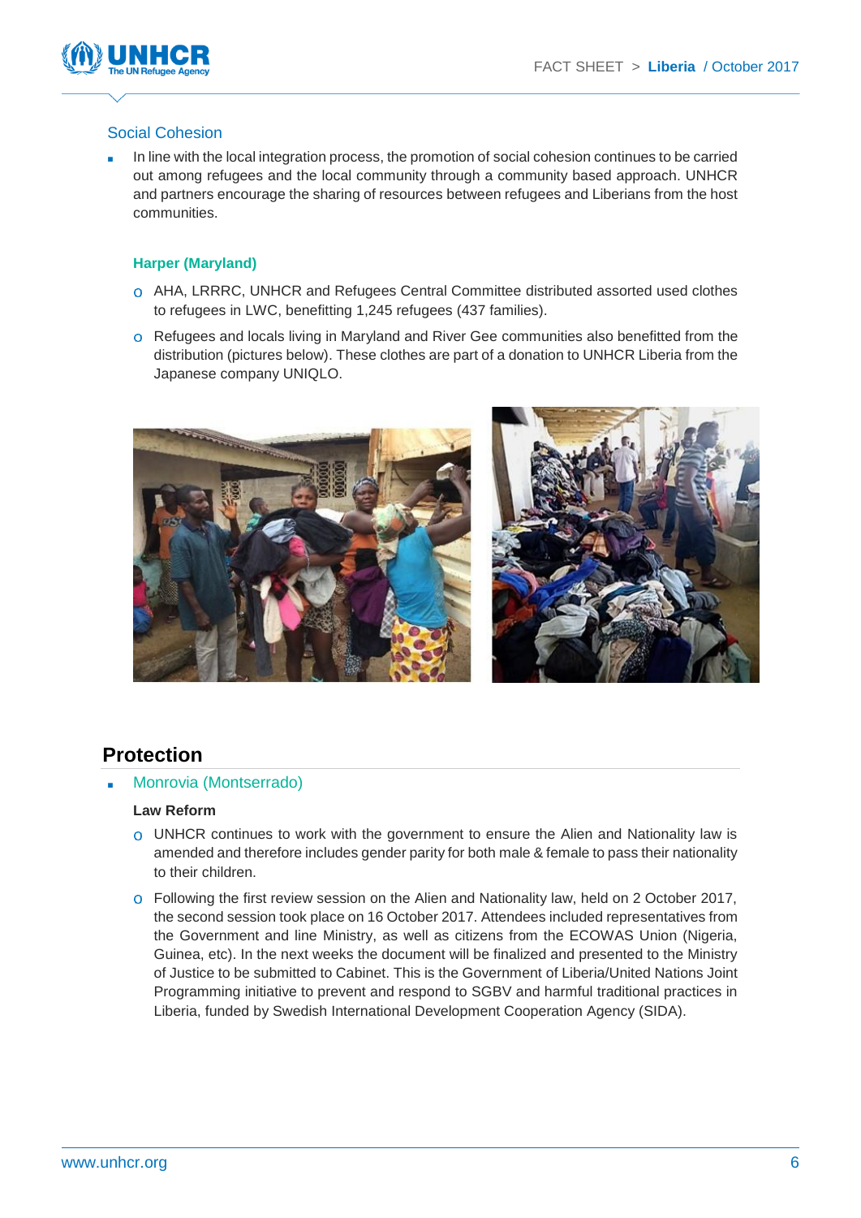## Social Cohesion

- In line with the local integration process, the promotion of social cohesion continues to be carried out among refugees and the local community through a community based approach. UNHCR and partners encourage the sharing of resources between refugees and Liberians from the host communities.

**Harper (Maryland)**

- AHA, LRRRC, UNHCR and Refugees Central Committee distributed assorted used clothes to refugees in LWC, benefitting 1,245 refugees (437 families).
- Refugees and locals living in Maryland and River Gee communities also benefitted from the distribution (pictures below). These clothes are part of a donation to UNHCR Liberia from the Japanese company UNIQLO.

# Protection

- Monrovia (Montserrado)

**Law Reform**

- UNHCR continues to work with the government to ensure the Alien and Nationality law is amended and therefore includes gender parity for both male & female to pass their nationality to their children.
- Following the first review session on the Alien and Nationality law, held on 2 October 2017, the second session took place on 16 October 2017. Attendees included representatives from the Government and line Ministry, as well as citizens from the ECOWAS Union (Nigeria, Guinea, etc). In the next weeks the document will be finalized and presented to the Ministry of Justice to be submitted to Cabinet. This is the Government of Liberia/United Nations Joint Programming initiative to prevent and respond to SGBV and harmful traditional practices in Liberia, funded by Swedish International Development Cooperation Agency (SIDA).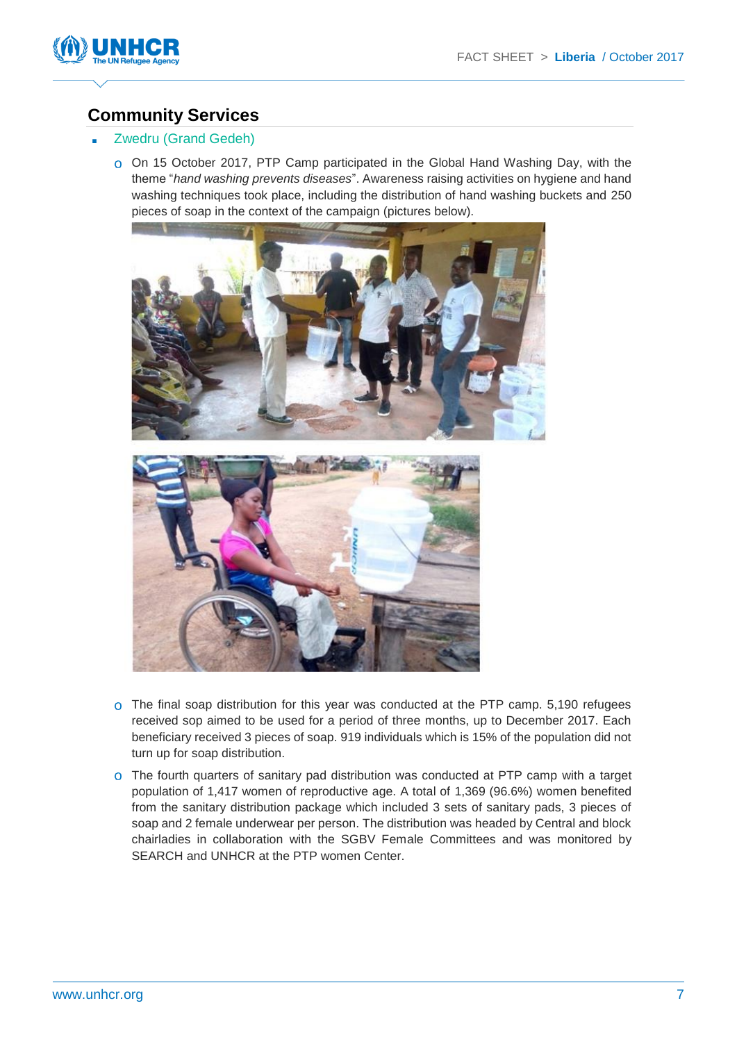## Community Services

- Zwedru (Grand Gedeh)
  - On 15 October 2017, PTP Camp participated in the Global Hand Washing Day, with the theme "*hand washing prevents diseases*". Awareness raising activities on hygiene and hand washing techniques took place, including the distribution of hand washing buckets and 250 pieces of soap in the context of the campaign (pictures below).
  - The final soap distribution for this year was conducted at the PTP camp. 5,190 refugees received sop aimed to be used for a period of three months, up to December 2017. Each beneficiary received 3 pieces of soap. 919 individuals which is 15% of the population did not turn up for soap distribution.
  - The fourth quarters of sanitary pad distribution was conducted at PTP camp with a target population of 1,417 women of reproductive age. A total of 1,369 (96.6%) women benefited from the sanitary distribution package which included 3 sets of sanitary pads, 3 pieces of soap and 2 female underwear per person. The distribution was headed by Central and block chairladies in collaboration with the SGBV Female Committees and was monitored by SEARCH and UNHCR at the PTP women Center.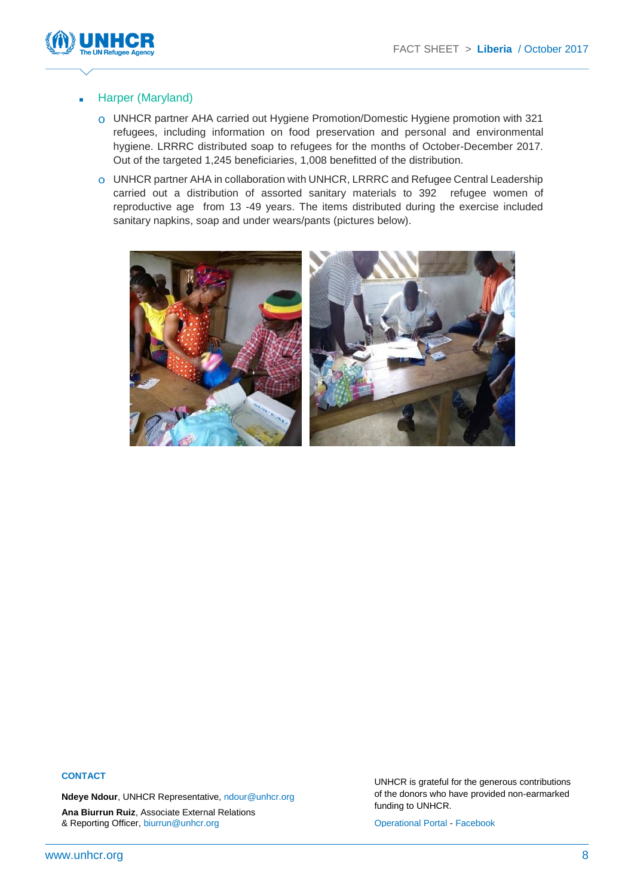- Harper (Maryland)
  - UNHCR partner AHA carried out Hygiene Promotion/Domestic Hygiene promotion with 321 refugees, including information on food preservation and personal and environmental hygiene. LRRRC distributed soap to refugees for the months of October-December 2017. Out of the targeted 1,245 beneficiaries, 1,008 benefitted of the distribution.
  - UNHCR partner AHA in collaboration with UNHCR, LRRRC and Refugee Central Leadership carried out a distribution of assorted sanitary materials to 392 refugee women of reproductive age from 13 -49 years. The items distributed during the exercise included sanitary napkins, soap and under wears/pants (pictures below).

**CONTACT**

**Ndeye Ndour**, UNHCR Representative, ndour@unhcr.org

**Ana Biurrun Ruiz**, Associate External Relations & Reporting Officer, biurrun@unhcr.org

UNHCR is grateful for the generous contributions of the donors who have provided non-earmarked funding to UNHCR.

Operational Portal - Facebook